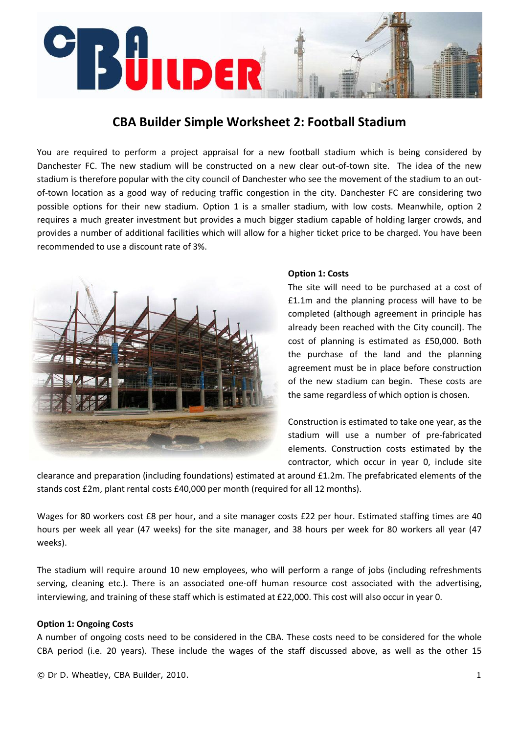# CBA Builder Simple Worksheet 2: Football Stadium

You are required to perform a project appraisal for a new football stadium which is being considered by Danchester FC. The new stadium will be constructed on a new clear out-of-town site. The idea of the new stadium is therefore popular with the city council of Danchester who see the movement of the stadium to an out-of-town location as a good way of reducing traffic congestion in the city. Danchester FC are considering two possible options for their new stadium. Option 1 is a smaller stadium, with low costs. Meanwhile, option 2 requires a much greater investment but provides a much bigger stadium capable of holding larger crowds, and provides a number of additional facilities which will allow for a higher ticket price to be charged. You have been recommended to use a discount rate of 3%.

**Option 1: Costs**

The site will need to be purchased at a cost of £1.1m and the planning process will have to be completed (although agreement in principle has already been reached with the City council). The cost of planning is estimated as £50,000. Both the purchase of the land and the planning agreement must be in place before construction of the new stadium can begin. These costs are the same regardless of which option is chosen.

Construction is estimated to take one year, as the stadium will use a number of pre-fabricated elements. Construction costs estimated by the contractor, which occur in year 0, include site clearance and preparation (including foundations) estimated at around £1.2m. The prefabricated elements of the stands cost £2m, plant rental costs £40,000 per month (required for all 12 months).

Wages for 80 workers cost £8 per hour, and a site manager costs £22 per hour. Estimated staffing times are 40 hours per week all year (47 weeks) for the site manager, and 38 hours per week for 80 workers all year (47 weeks).

The stadium will require around 10 new employees, who will perform a range of jobs (including refreshments serving, cleaning etc.). There is an associated one-off human resource cost associated with the advertising, interviewing, and training of these staff which is estimated at £22,000. This cost will also occur in year 0.

**Option 1: Ongoing Costs**

A number of ongoing costs need to be considered in the CBA. These costs need to be considered for the whole CBA period (i.e. 20 years). These include the wages of the staff discussed above, as well as the other 15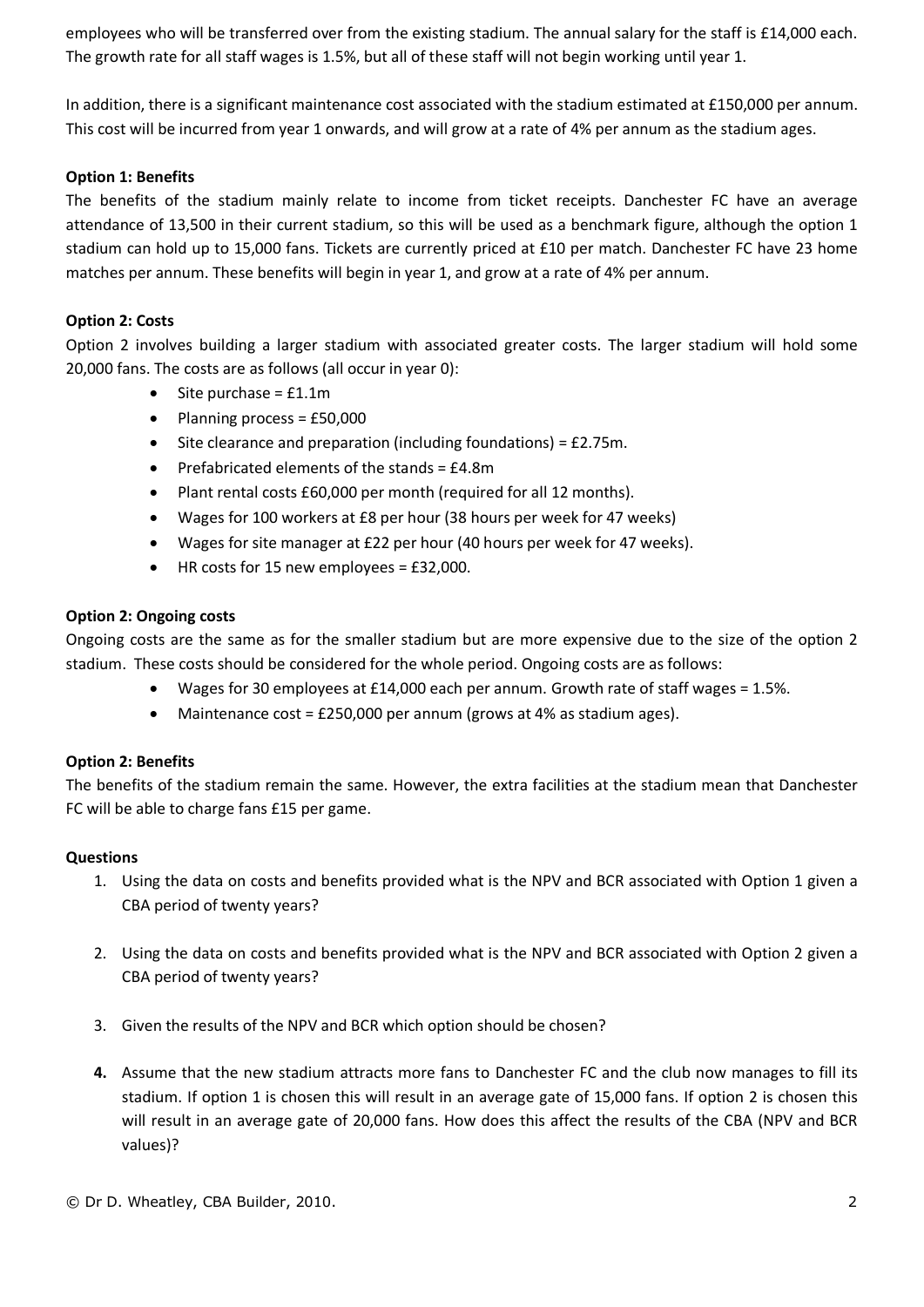employees who will be transferred over from the existing stadium. The annual salary for the staff is £14,000 each. The growth rate for all staff wages is 1.5%, but all of these staff will not begin working until year 1.

In addition, there is a significant maintenance cost associated with the stadium estimated at £150,000 per annum. This cost will be incurred from year 1 onwards, and will grow at a rate of 4% per annum as the stadium ages.

**Option 1: Benefits**

The benefits of the stadium mainly relate to income from ticket receipts. Danchester FC have an average attendance of 13,500 in their current stadium, so this will be used as a benchmark figure, although the option 1 stadium can hold up to 15,000 fans. Tickets are currently priced at £10 per match. Danchester FC have 23 home matches per annum. These benefits will begin in year 1, and grow at a rate of 4% per annum.

**Option 2: Costs**

Option 2 involves building a larger stadium with associated greater costs. The larger stadium will hold some 20,000 fans. The costs are as follows (all occur in year 0):

- Site purchase = £1.1m
- Planning process = £50,000
- Site clearance and preparation (including foundations) = £2.75m.
- Prefabricated elements of the stands = £4.8m
- Plant rental costs £60,000 per month (required for all 12 months).
- Wages for 100 workers at £8 per hour (38 hours per week for 47 weeks)
- Wages for site manager at £22 per hour (40 hours per week for 47 weeks).
- HR costs for 15 new employees = £32,000.

**Option 2: Ongoing costs**

Ongoing costs are the same as for the smaller stadium but are more expensive due to the size of the option 2 stadium. These costs should be considered for the whole period. Ongoing costs are as follows:

- Wages for 30 employees at £14,000 each per annum. Growth rate of staff wages = 1.5%.
- Maintenance cost = £250,000 per annum (grows at 4% as stadium ages).

**Option 2: Benefits**

The benefits of the stadium remain the same. However, the extra facilities at the stadium mean that Danchester FC will be able to charge fans £15 per game.

**Questions**

1. Using the data on costs and benefits provided what is the NPV and BCR associated with Option 1 given a CBA period of twenty years?

2. Using the data on costs and benefits provided what is the NPV and BCR associated with Option 2 given a CBA period of twenty years?

3. Given the results of the NPV and BCR which option should be chosen?

4. Assume that the new stadium attracts more fans to Danchester FC and the club now manages to fill its stadium. If option 1 is chosen this will result in an average gate of 15,000 fans. If option 2 is chosen this will result in an average gate of 20,000 fans. How does this affect the results of the CBA (NPV and BCR values)?

© Dr D. Wheatley, CBA Builder, 2010.